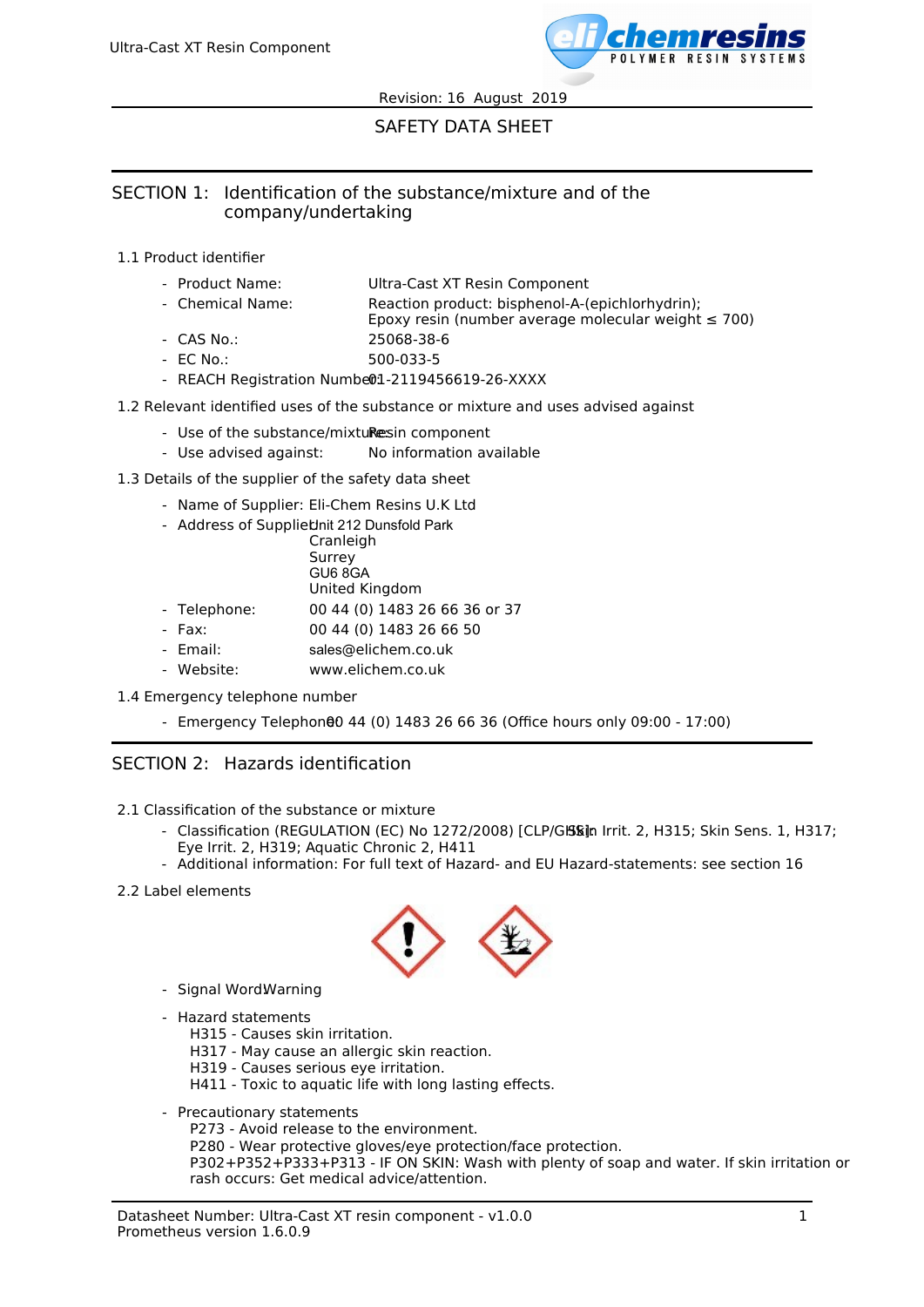# SAFETY DATA SHEET

## SECTION 1: Identification of the substance/mixture and of the company/undertaking

### 1.1 Product identifier

- Product Name: Ultra-Cast XT Resin Component
- Chemical Name: Reaction product: bisphenol-A-(epichlorhydrin); Epoxy resin (number average molecular weight ≤ 700)
- CAS No.: 25068-38-6
- EC No.: 500-033-5
- REACH Registration Number: 01-2119456619-26-XXXX

### 1.2 Relevant identified uses of the substance or mixture and uses advised against

- Use of the substance/mixture: Resin component
- Use advised against: No information available

### 1.3 Details of the supplier of the safety data sheet

- Name of Supplier: Eli-Chem Resins U.K Ltd
- Address of Supplier: Unit 212 Dunsfold Park
  Cranleigh
  Surrey
  GU6 8GA
  United Kingdom
- Telephone: 00 44 (0) 1483 26 66 36 or 37
- Fax: 00 44 (0) 1483 26 66 50
- Email: sales@elichem.co.uk
- Website: www.elichem.co.uk

### 1.4 Emergency telephone number

- Emergency Telephone: 00 44 (0) 1483 26 66 36 (Office hours only 09:00 - 17:00)

## SECTION 2: Hazards identification

### 2.1 Classification of the substance or mixture

- Classification (REGULATION (EC) No 1272/2008) [CLP/GHS]: Skin Irrit. 2, H315; Skin Sens. 1, H317; Eye Irrit. 2, H319; Aquatic Chronic 2, H411
- Additional information: For full text of Hazard- and EU Hazard-statements: see section 16

### 2.2 Label elements

- Signal Word: Warning
- Hazard statements
  H315 - Causes skin irritation.
  H317 - May cause an allergic skin reaction.
  H319 - Causes serious eye irritation.
  H411 - Toxic to aquatic life with long lasting effects.
- Precautionary statements
  P273 - Avoid release to the environment.
  P280 - Wear protective gloves/eye protection/face protection.
  P302+P352+P333+P313 - IF ON SKIN: Wash with plenty of soap and water. If skin irritation or rash occurs: Get medical advice/attention.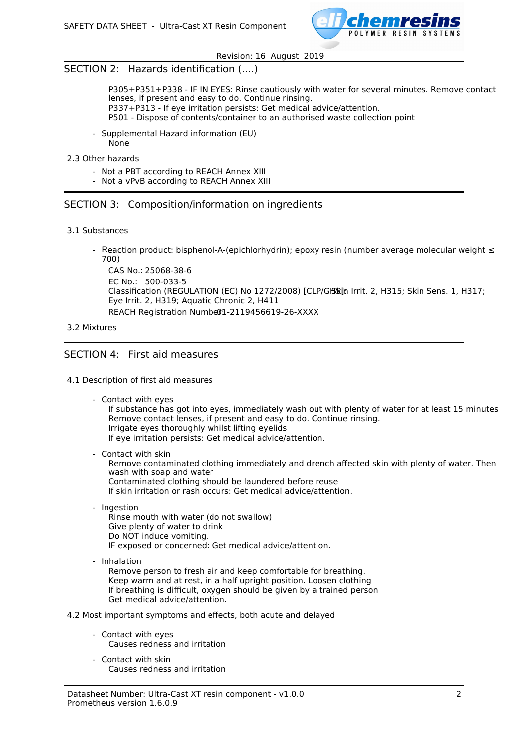## SECTION 2: Hazards identification (....)

P305+P351+P338 - IF IN EYES: Rinse cautiously with water for several minutes. Remove contact lenses, if present and easy to do. Continue rinsing.
P337+P313 - If eye irritation persists: Get medical advice/attention.
P501 - Dispose of contents/container to an authorised waste collection point

- Supplemental Hazard information (EU)
  None

2.3 Other hazards

- Not a PBT according to REACH Annex XIII
- Not a vPvB according to REACH Annex XIII

## SECTION 3: Composition/information on ingredients

3.1 Substances

- Reaction product: bisphenol-A-(epichlorhydrin); epoxy resin (number average molecular weight ≤ 700)
  CAS No.: 25068-38-6
  EC No.: 500-033-5
  Classification (REGULATION (EC) No 1272/2008) [CLP/GHS]: Skin Irrit. 2, H315; Skin Sens. 1, H317; Eye Irrit. 2, H319; Aquatic Chronic 2, H411
  REACH Registration Number: 01-2119456619-26-XXXX

3.2 Mixtures

## SECTION 4: First aid measures

4.1 Description of first aid measures

- Contact with eyes
  If substance has got into eyes, immediately wash out with plenty of water for at least 15 minutes
  Remove contact lenses, if present and easy to do. Continue rinsing.
  Irrigate eyes thoroughly whilst lifting eyelids
  If eye irritation persists: Get medical advice/attention.

- Contact with skin
  Remove contaminated clothing immediately and drench affected skin with plenty of water. Then wash with soap and water
  Contaminated clothing should be laundered before reuse
  If skin irritation or rash occurs: Get medical advice/attention.

- Ingestion
  Rinse mouth with water (do not swallow)
  Give plenty of water to drink
  Do NOT induce vomiting.
  IF exposed or concerned: Get medical advice/attention.

- Inhalation
  Remove person to fresh air and keep comfortable for breathing.
  Keep warm and at rest, in a half upright position. Loosen clothing
  If breathing is difficult, oxygen should be given by a trained person
  Get medical advice/attention.

4.2 Most important symptoms and effects, both acute and delayed

- Contact with eyes
  Causes redness and irritation

- Contact with skin
  Causes redness and irritation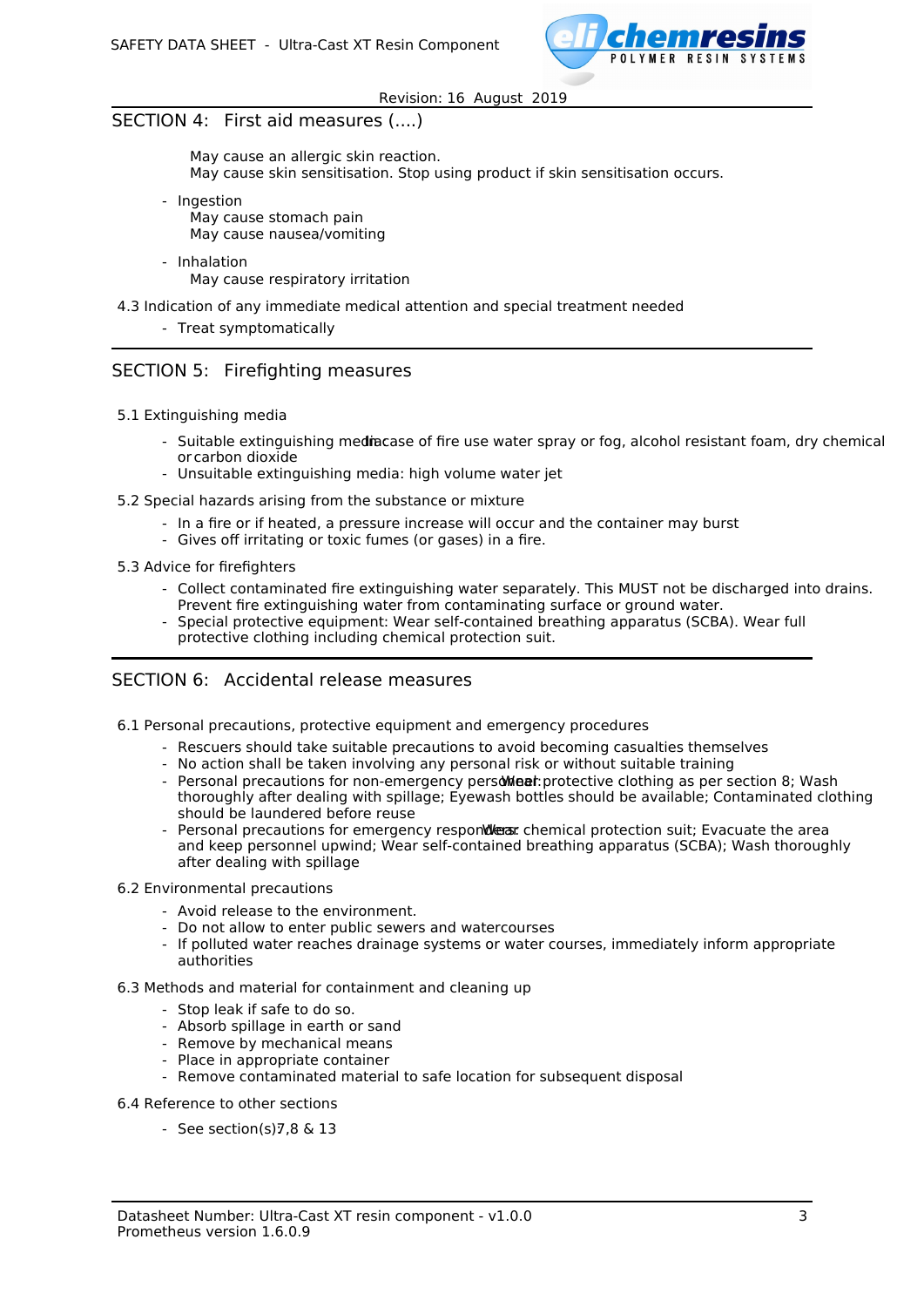## SECTION 4: First aid measures (....)

May cause an allergic skin reaction.
May cause skin sensitisation. Stop using product if skin sensitisation occurs.

- Ingestion
  May cause stomach pain
  May cause nausea/vomiting
- Inhalation
  May cause respiratory irritation

4.3 Indication of any immediate medical attention and special treatment needed

- Treat symptomatically

## SECTION 5: Firefighting measures

5.1 Extinguishing media

- Suitable extinguishing media: In case of fire use water spray or fog, alcohol resistant foam, dry chemical or carbon dioxide
- Unsuitable extinguishing media: high volume water jet

5.2 Special hazards arising from the substance or mixture

- In a fire or if heated, a pressure increase will occur and the container may burst
- Gives off irritating or toxic fumes (or gases) in a fire.

5.3 Advice for firefighters

- Collect contaminated fire extinguishing water separately. This MUST not be discharged into drains. Prevent fire extinguishing water from contaminating surface or ground water.
- Special protective equipment: Wear self-contained breathing apparatus (SCBA). Wear full protective clothing including chemical protection suit.

## SECTION 6: Accidental release measures

6.1 Personal precautions, protective equipment and emergency procedures

- Rescuers should take suitable precautions to avoid becoming casualties themselves
- No action shall be taken involving any personal risk or without suitable training
- Personal precautions for non-emergency personnel: Wear protective clothing as per section 8; Wash thoroughly after dealing with spillage; Eyewash bottles should be available; Contaminated clothing should be laundered before reuse
- Personal precautions for emergency responders: Wear chemical protection suit; Evacuate the area and keep personnel upwind; Wear self-contained breathing apparatus (SCBA); Wash thoroughly after dealing with spillage

6.2 Environmental precautions

- Avoid release to the environment.
- Do not allow to enter public sewers and watercourses
- If polluted water reaches drainage systems or water courses, immediately inform appropriate authorities

6.3 Methods and material for containment and cleaning up

- Stop leak if safe to do so.
- Absorb spillage in earth or sand
- Remove by mechanical means
- Place in appropriate container
- Remove contaminated material to safe location for subsequent disposal

6.4 Reference to other sections

- See section(s) 7,8 & 13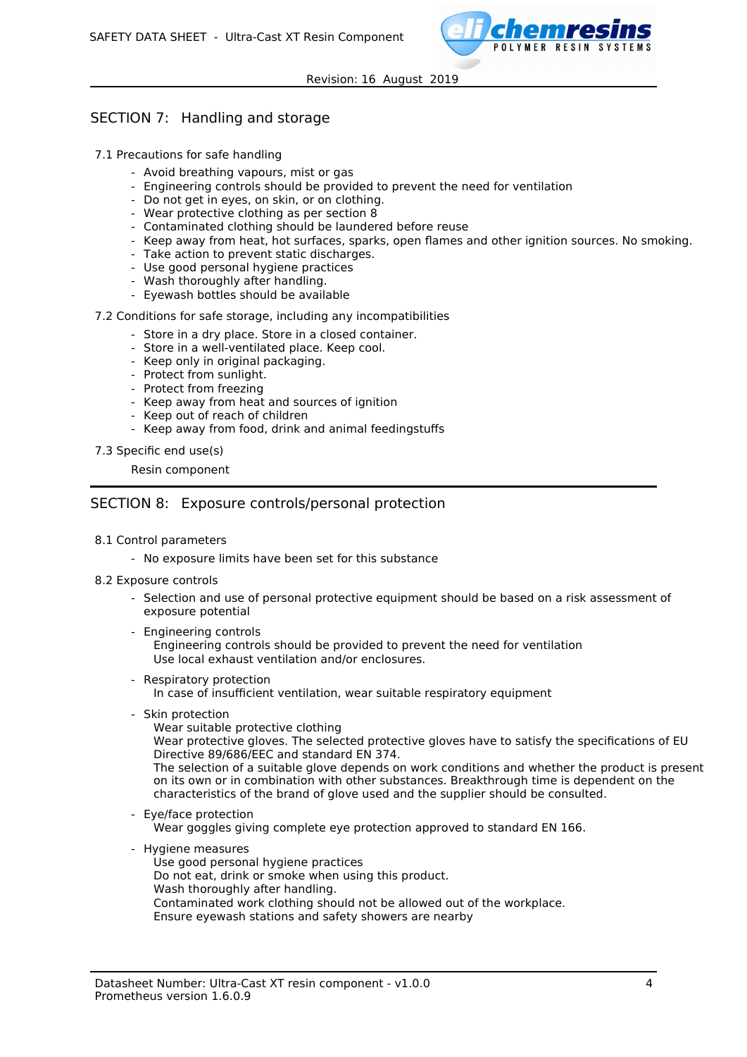## SECTION 7: Handling and storage

7.1 Precautions for safe handling

- Avoid breathing vapours, mist or gas
- Engineering controls should be provided to prevent the need for ventilation
- Do not get in eyes, on skin, or on clothing.
- Wear protective clothing as per section 8
- Contaminated clothing should be laundered before reuse
- Keep away from heat, hot surfaces, sparks, open flames and other ignition sources. No smoking.
- Take action to prevent static discharges.
- Use good personal hygiene practices
- Wash thoroughly after handling.
- Eyewash bottles should be available

7.2 Conditions for safe storage, including any incompatibilities

- Store in a dry place. Store in a closed container.
- Store in a well-ventilated place. Keep cool.
- Keep only in original packaging.
- Protect from sunlight.
- Protect from freezing
- Keep away from heat and sources of ignition
- Keep out of reach of children
- Keep away from food, drink and animal feedingstuffs

7.3 Specific end use(s)

Resin component

## SECTION 8: Exposure controls/personal protection

8.1 Control parameters

- No exposure limits have been set for this substance

8.2 Exposure controls

- Selection and use of personal protective equipment should be based on a risk assessment of exposure potential
- Engineering controls
  Engineering controls should be provided to prevent the need for ventilation
  Use local exhaust ventilation and/or enclosures.
- Respiratory protection
  In case of insufficient ventilation, wear suitable respiratory equipment
- Skin protection
  Wear suitable protective clothing
  Wear protective gloves. The selected protective gloves have to satisfy the specifications of EU Directive 89/686/EEC and standard EN 374.
  The selection of a suitable glove depends on work conditions and whether the product is present on its own or in combination with other substances. Breakthrough time is dependent on the characteristics of the brand of glove used and the supplier should be consulted.
- Eye/face protection
  Wear goggles giving complete eye protection approved to standard EN 166.
- Hygiene measures
  Use good personal hygiene practices
  Do not eat, drink or smoke when using this product.
  Wash thoroughly after handling.
  Contaminated work clothing should not be allowed out of the workplace.
  Ensure eyewash stations and safety showers are nearby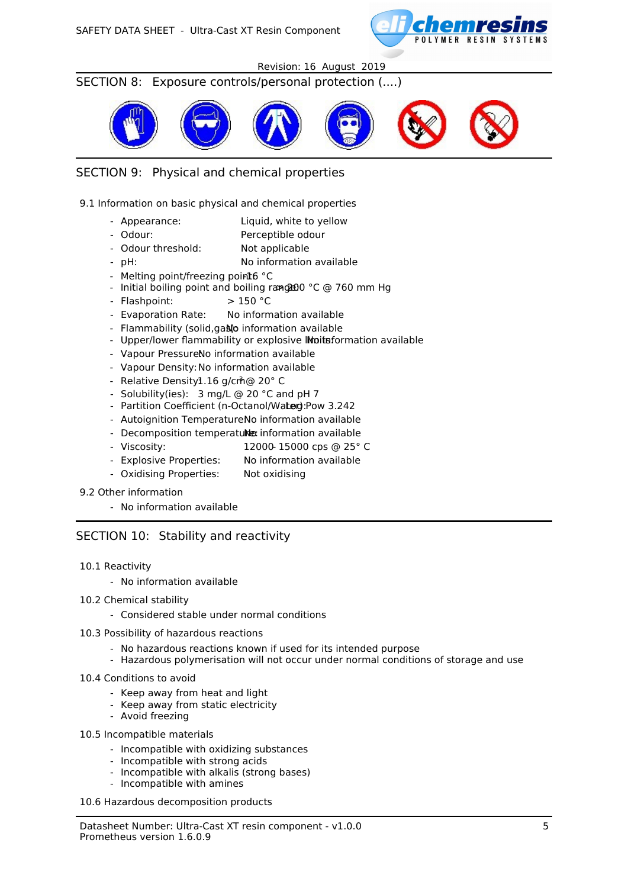## SECTION 8: Exposure controls/personal protection (....)

## SECTION 9: Physical and chemical properties

### 9.1 Information on basic physical and chemical properties

- Appearance: Liquid, white to yellow
- Odour: Perceptible odour
- Odour threshold: Not applicable
- pH: No information available
- Melting point/freezing point: 16 °C
- Initial boiling point and boiling range: > 200 °C @ 760 mm Hg
- Flashpoint: > 150 °C
- Evaporation Rate: No information available
- Flammability (solid,gas): No information available
- Upper/lower flammability or explosive limits: No information available
- Vapour Pressure: No information available
- Vapour Density: No information available
- Relative Density: 1.16 g/cm$^3$ @ 20° C
- Solubility(ies): 3 mg/L @ 20 °C and pH 7
- Partition Coefficient (n-Octanol/Water): Log Pow 3.242
- Autoignition Temperature: No information available
- Decomposition temperature: No information available
- Viscosity: 12000- 15000 cps @ 25° C
- Explosive Properties: No information available
- Oxidising Properties: Not oxidising

### 9.2 Other information

- No information available

## SECTION 10: Stability and reactivity

### 10.1 Reactivity

- No information available

### 10.2 Chemical stability

- Considered stable under normal conditions

### 10.3 Possibility of hazardous reactions

- No hazardous reactions known if used for its intended purpose
- Hazardous polymerisation will not occur under normal conditions of storage and use

### 10.4 Conditions to avoid

- Keep away from heat and light
- Keep away from static electricity
- Avoid freezing

### 10.5 Incompatible materials

- Incompatible with oxidizing substances
- Incompatible with strong acids
- Incompatible with alkalis (strong bases)
- Incompatible with amines

### 10.6 Hazardous decomposition products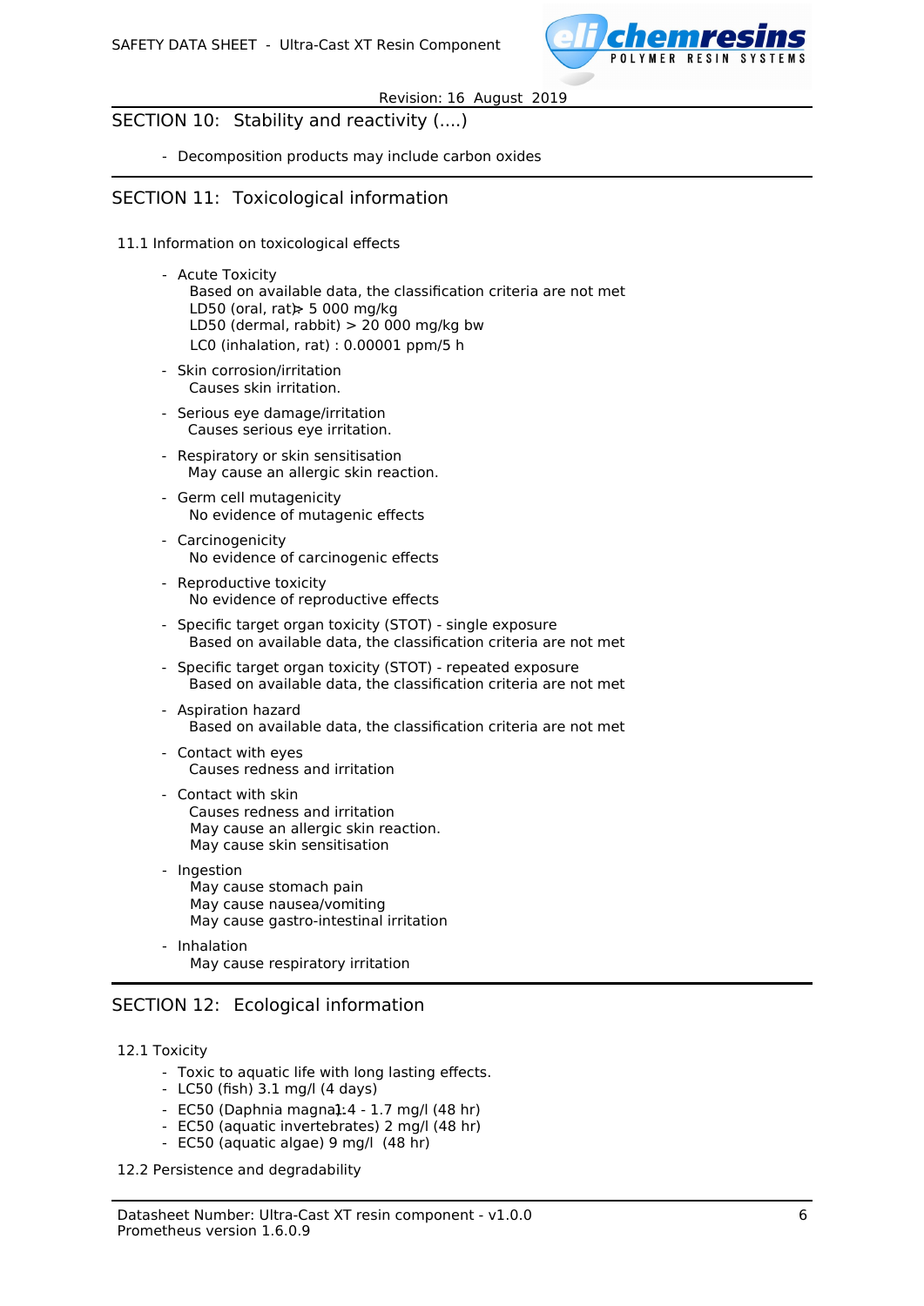## SECTION 10: Stability and reactivity (....)

- Decomposition products may include carbon oxides

## SECTION 11: Toxicological information

### 11.1 Information on toxicological effects

- Acute Toxicity
  Based on available data, the classification criteria are not met
  LD50 (oral, rat) > 5 000 mg/kg
  LD50 (dermal, rabbit) > 20 000 mg/kg bw
  LC0 (inhalation, rat) : 0.00001 ppm/5 h
- Skin corrosion/irritation
  Causes skin irritation.
- Serious eye damage/irritation
  Causes serious eye irritation.
- Respiratory or skin sensitisation
  May cause an allergic skin reaction.
- Germ cell mutagenicity
  No evidence of mutagenic effects
- Carcinogenicity
  No evidence of carcinogenic effects
- Reproductive toxicity
  No evidence of reproductive effects
- Specific target organ toxicity (STOT) - single exposure
  Based on available data, the classification criteria are not met
- Specific target organ toxicity (STOT) - repeated exposure
  Based on available data, the classification criteria are not met
- Aspiration hazard
  Based on available data, the classification criteria are not met
- Contact with eyes
  Causes redness and irritation
- Contact with skin
  Causes redness and irritation
  May cause an allergic skin reaction.
  May cause skin sensitisation
- Ingestion
  May cause stomach pain
  May cause nausea/vomiting
  May cause gastro-intestinal irritation
- Inhalation
  May cause respiratory irritation

## SECTION 12: Ecological information

### 12.1 Toxicity

- Toxic to aquatic life with long lasting effects.
- LC50 (fish) 3.1 mg/l (4 days)
- EC50 (Daphnia magna) 1.4 - 1.7 mg/l (48 hr)
- EC50 (aquatic invertebrates) 2 mg/l (48 hr)
- EC50 (aquatic algae) 9 mg/l (48 hr)

### 12.2 Persistence and degradability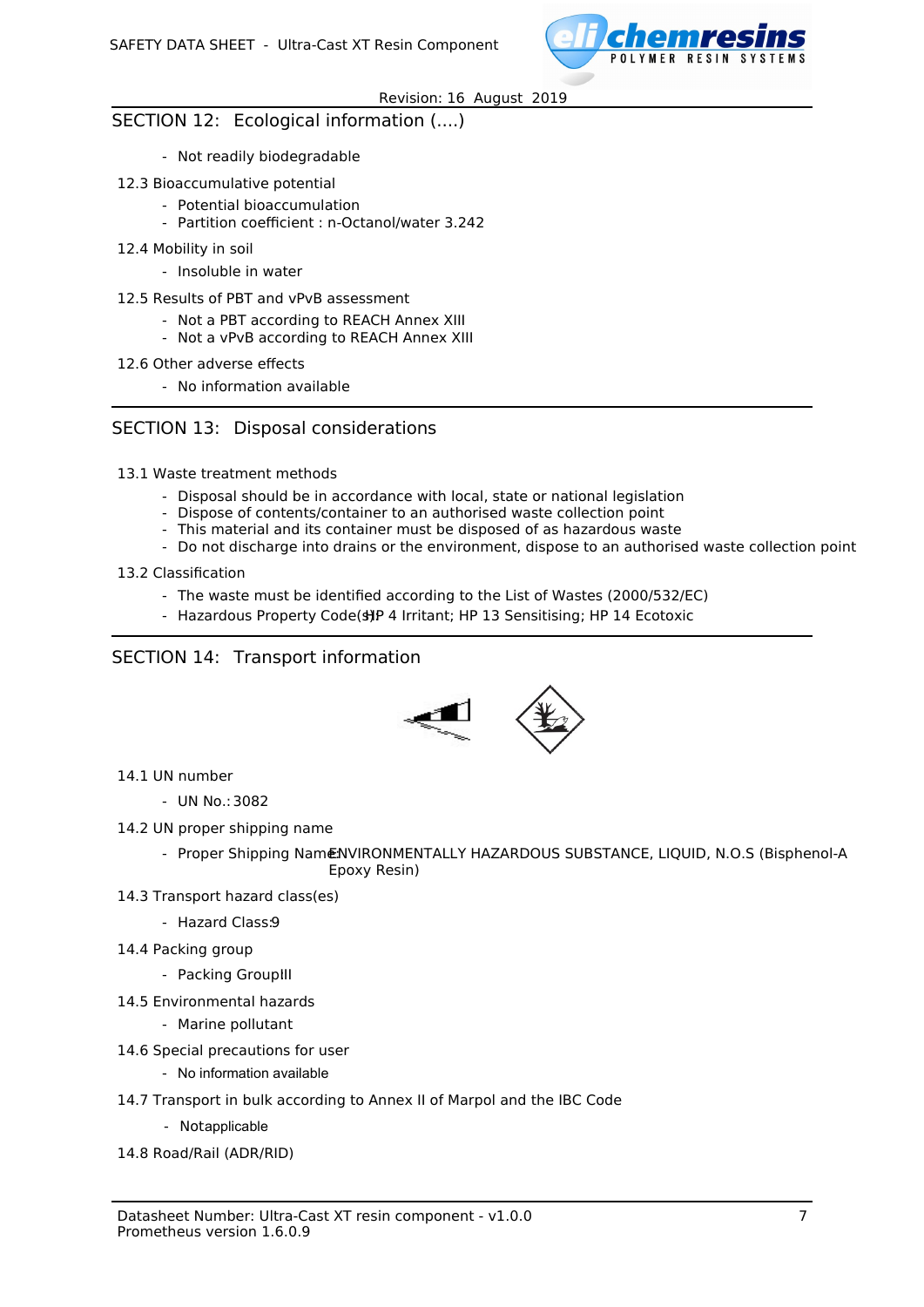## SECTION 12: Ecological information (....)

- Not readily biodegradable

12.3 Bioaccumulative potential

- Potential bioaccumulation
- Partition coefficient : n-Octanol/water 3.242

12.4 Mobility in soil

- Insoluble in water

12.5 Results of PBT and vPvB assessment

- Not a PBT according to REACH Annex XIII
- Not a vPvB according to REACH Annex XIII

12.6 Other adverse effects

- No information available

## SECTION 13: Disposal considerations

13.1 Waste treatment methods

- Disposal should be in accordance with local, state or national legislation
- Dispose of contents/container to an authorised waste collection point
- This material and its container must be disposed of as hazardous waste
- Do not discharge into drains or the environment, dispose to an authorised waste collection point

13.2 Classification

- The waste must be identified according to the List of Wastes (2000/532/EC)
- Hazardous Property Code(s): HP 4 Irritant; HP 13 Sensitising; HP 14 Ecotoxic

## SECTION 14: Transport information

14.1 UN number

- UN No.: 3082

14.2 UN proper shipping name

- Proper Shipping Name: ENVIRONMENTALLY HAZARDOUS SUBSTANCE, LIQUID, N.O.S (Bisphenol-A Epoxy Resin)

14.3 Transport hazard class(es)

- Hazard Class: 9

14.4 Packing group

- Packing Group: III

14.5 Environmental hazards

- Marine pollutant

14.6 Special precautions for user

- No information available

14.7 Transport in bulk according to Annex II of Marpol and the IBC Code

- Not applicable

14.8 Road/Rail (ADR/RID)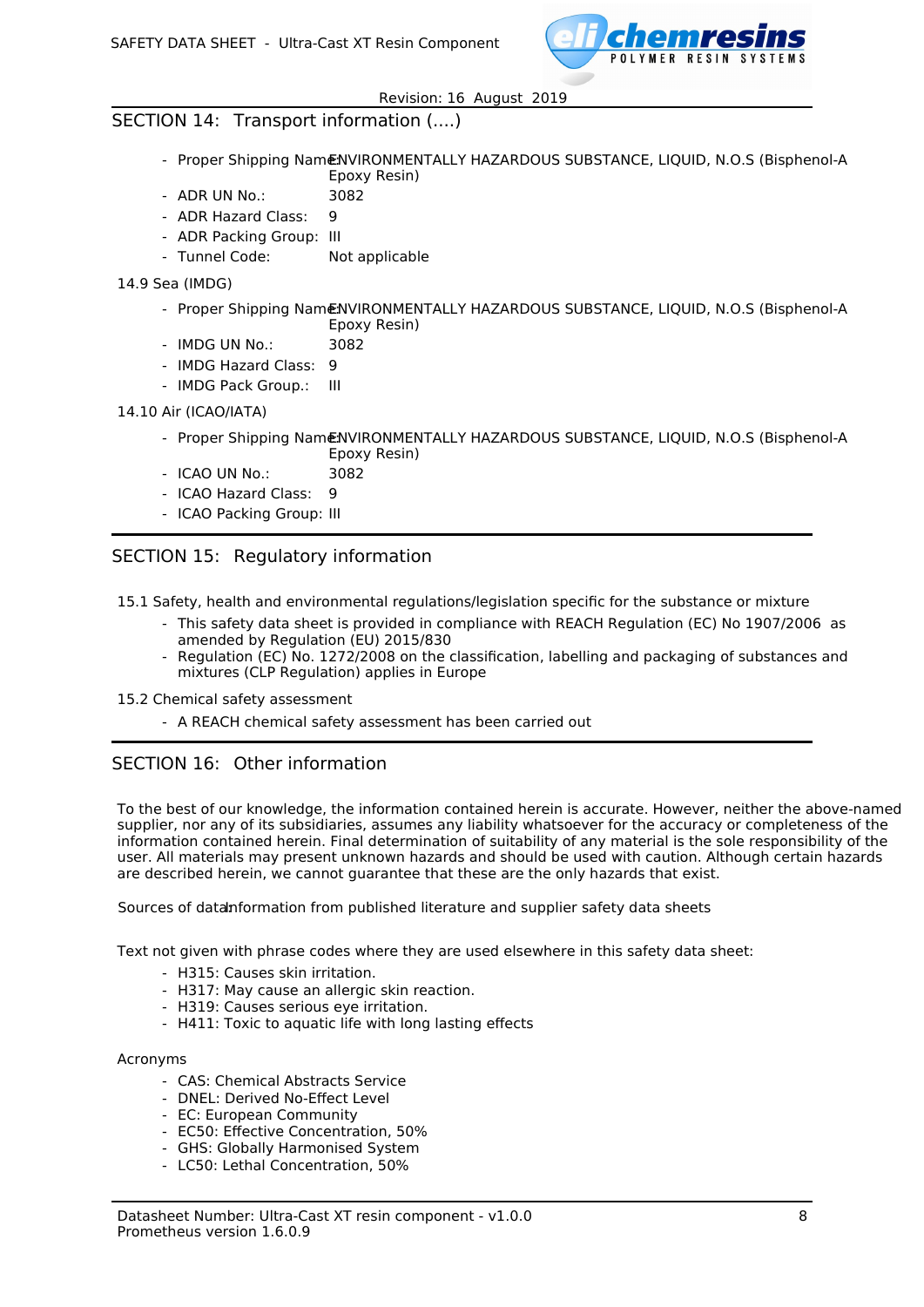## SECTION 14: Transport information (....)

- Proper Shipping Name: ENVIRONMENTALLY HAZARDOUS SUBSTANCE, LIQUID, N.O.S (Bisphenol-A Epoxy Resin)
- ADR UN No.: 3082
- ADR Hazard Class: 9
- ADR Packing Group: III
- Tunnel Code: Not applicable

14.9 Sea (IMDG)

- Proper Shipping Name: ENVIRONMENTALLY HAZARDOUS SUBSTANCE, LIQUID, N.O.S (Bisphenol-A Epoxy Resin)
- IMDG UN No.: 3082
- IMDG Hazard Class: 9
- IMDG Pack Group.: III

14.10 Air (ICAO/IATA)

- Proper Shipping Name: ENVIRONMENTALLY HAZARDOUS SUBSTANCE, LIQUID, N.O.S (Bisphenol-A Epoxy Resin)
- ICAO UN No.: 3082
- ICAO Hazard Class: 9
- ICAO Packing Group: III

## SECTION 15: Regulatory information

15.1 Safety, health and environmental regulations/legislation specific for the substance or mixture

- This safety data sheet is provided in compliance with REACH Regulation (EC) No 1907/2006 as amended by Regulation (EU) 2015/830
- Regulation (EC) No. 1272/2008 on the classification, labelling and packaging of substances and mixtures (CLP Regulation) applies in Europe

15.2 Chemical safety assessment

- A REACH chemical safety assessment has been carried out

## SECTION 16: Other information

To the best of our knowledge, the information contained herein is accurate. However, neither the above-named supplier, nor any of its subsidiaries, assumes any liability whatsoever for the accuracy or completeness of the information contained herein. Final determination of suitability of any material is the sole responsibility of the user. All materials may present unknown hazards and should be used with caution. Although certain hazards are described herein, we cannot guarantee that these are the only hazards that exist.

Sources of data: Information from published literature and supplier safety data sheets

Text not given with phrase codes where they are used elsewhere in this safety data sheet:

- H315: Causes skin irritation.
- H317: May cause an allergic skin reaction.
- H319: Causes serious eye irritation.
- H411: Toxic to aquatic life with long lasting effects

Acronyms

- CAS: Chemical Abstracts Service
- DNEL: Derived No-Effect Level
- EC: European Community
- EC50: Effective Concentration, 50%
- GHS: Globally Harmonised System
- LC50: Lethal Concentration, 50%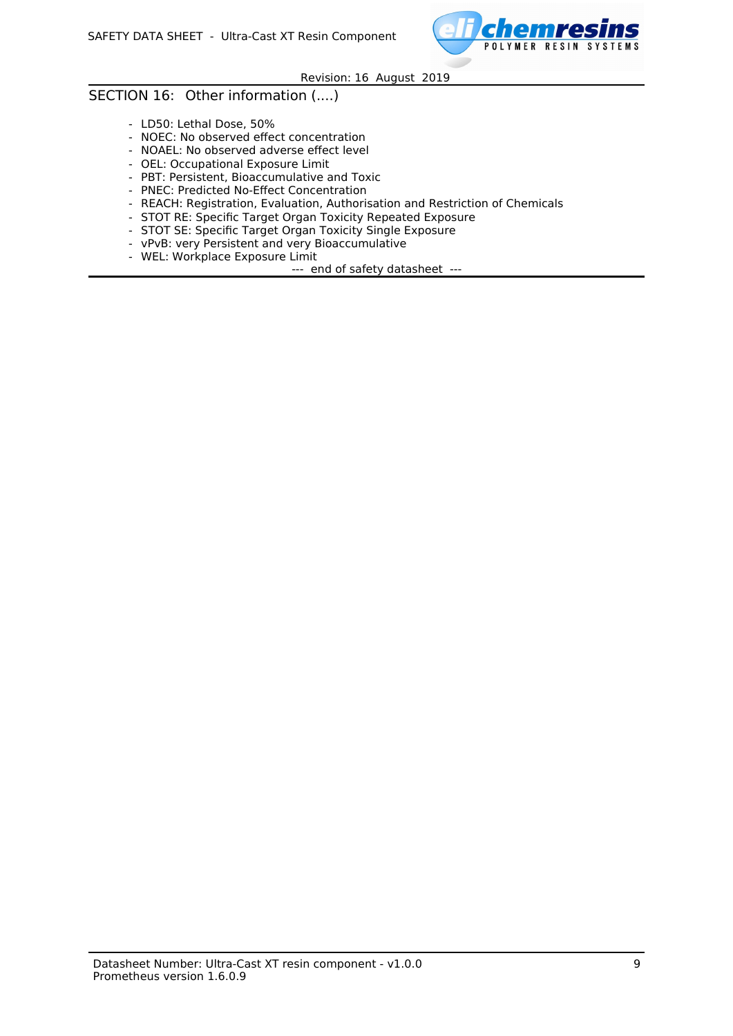## SECTION 16: Other information (....)

- LD50: Lethal Dose, 50%
- NOEC: No observed effect concentration
- NOAEL: No observed adverse effect level
- OEL: Occupational Exposure Limit
- PBT: Persistent, Bioaccumulative and Toxic
- PNEC: Predicted No-Effect Concentration
- REACH: Registration, Evaluation, Authorisation and Restriction of Chemicals
- STOT RE: Specific Target Organ Toxicity Repeated Exposure
- STOT SE: Specific Target Organ Toxicity Single Exposure
- vPvB: very Persistent and very Bioaccumulative
- WEL: Workplace Exposure Limit

--- end of safety datasheet ---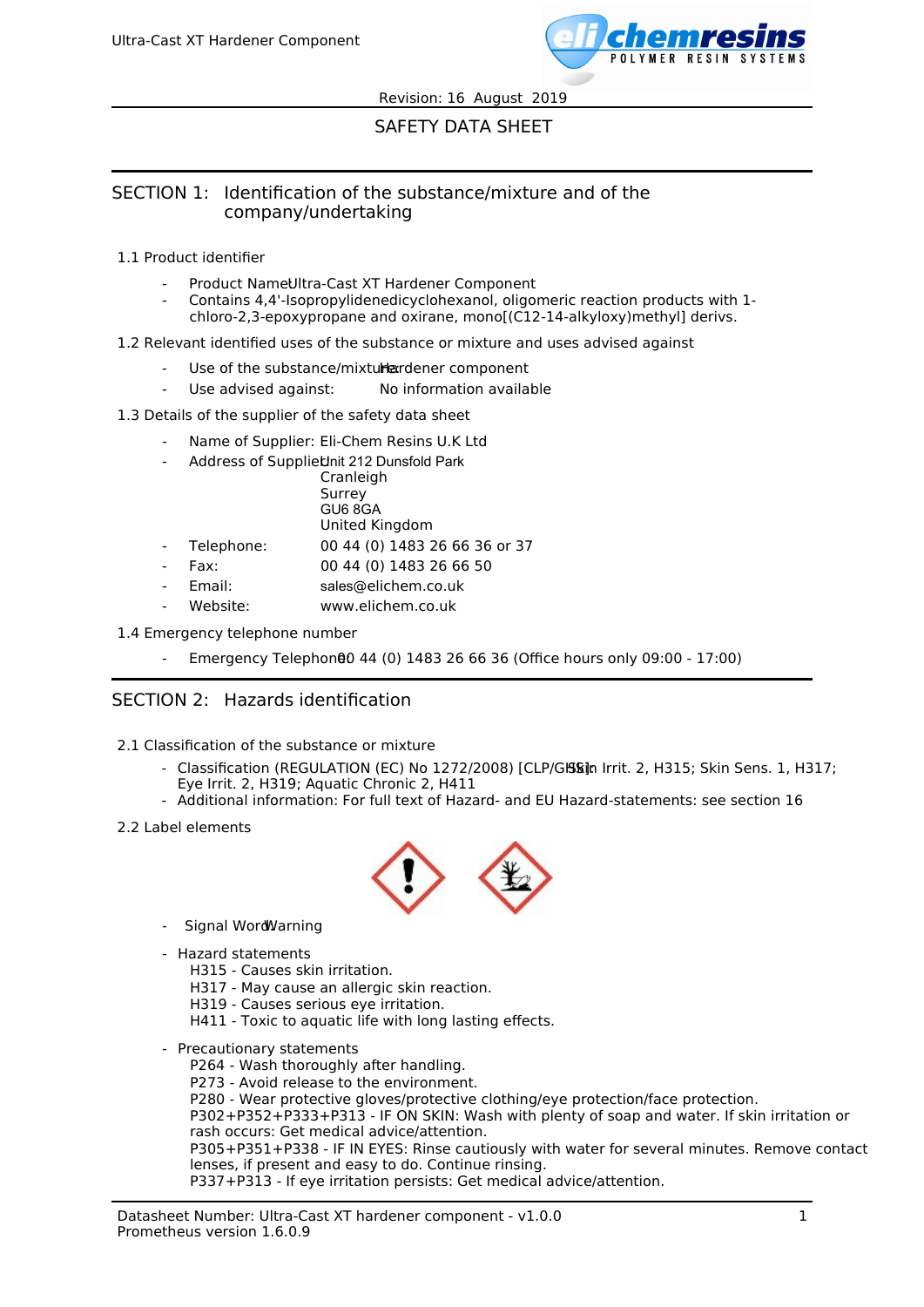Revision: 16 August 2019

SAFETY DATA SHEET

## SECTION 1: Identification of the substance/mixture and of the company/undertaking

### 1.1 Product identifier

- Product Name: Ultra-Cast XT Hardener Component
- Contains 4,4'-Isopropylidenedicyclohexanol, oligomeric reaction products with 1-chloro-2,3-epoxypropane and oxirane, mono[(C12-14-alkyloxy)methyl] derivs.

### 1.2 Relevant identified uses of the substance or mixture and uses advised against

- Use of the substance/mixture: Hardener component
- Use advised against: No information available

### 1.3 Details of the supplier of the safety data sheet

- Name of Supplier: Eli-Chem Resins U.K Ltd
- Address of Supplier: Unit 212 Dunsfold Park
  Cranleigh
  Surrey
  GU6 8GA
  United Kingdom
- Telephone: 00 44 (0) 1483 26 66 36 or 37
- Fax: 00 44 (0) 1483 26 66 50
- Email: sales@elichem.co.uk
- Website: www.elichem.co.uk

### 1.4 Emergency telephone number

- Emergency Telephone: 00 44 (0) 1483 26 66 36 (Office hours only 09:00 - 17:00)

## SECTION 2: Hazards identification

### 2.1 Classification of the substance or mixture

- Classification (REGULATION (EC) No 1272/2008) [CLP/GHS]: Skin Irrit. 2, H315; Skin Sens. 1, H317; Eye Irrit. 2, H319; Aquatic Chronic 2, H411
- Additional information: For full text of Hazard- and EU Hazard-statements: see section 16

### 2.2 Label elements

- Signal Word: Warning

- Hazard statements
  H315 - Causes skin irritation.
  H317 - May cause an allergic skin reaction.
  H319 - Causes serious eye irritation.
  H411 - Toxic to aquatic life with long lasting effects.

- Precautionary statements
  P264 - Wash thoroughly after handling.
  P273 - Avoid release to the environment.
  P280 - Wear protective gloves/protective clothing/eye protection/face protection.
  P302+P352+P333+P313 - IF ON SKIN: Wash with plenty of soap and water. If skin irritation or rash occurs: Get medical advice/attention.
  P305+P351+P338 - IF IN EYES: Rinse cautiously with water for several minutes. Remove contact lenses, if present and easy to do. Continue rinsing.
  P337+P313 - If eye irritation persists: Get medical advice/attention.

Datasheet Number: Ultra-Cast XT hardener component - v1.0.0
Prometheus version 1.6.0.9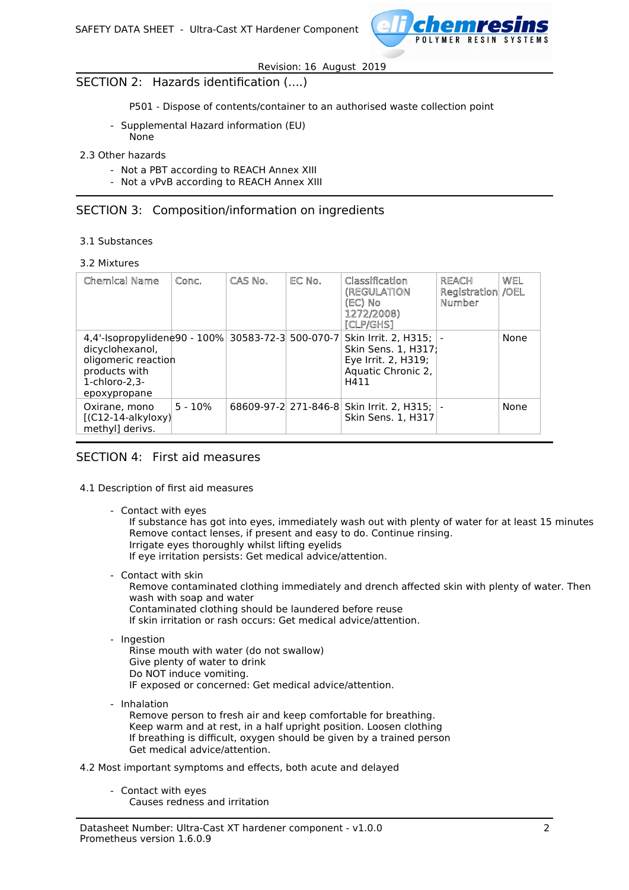## SECTION 2: Hazards identification (....)

P501 - Dispose of contents/container to an authorised waste collection point

- Supplemental Hazard information (EU)
  None

2.3 Other hazards

- Not a PBT according to REACH Annex XIII
- Not a vPvB according to REACH Annex XIII

## SECTION 3: Composition/information on ingredients

3.1 Substances

3.2 Mixtures

| Chemical Name | Conc. | CAS No. | EC No. | Classification (REGULATION (EC) No 1272/2008) [CLP/GHS] | REACH Registration Number | WEL /OEL |
|---|---|---|---|---|---|---|
| 4,4'-Isopropylidene dicyclohexanol, oligomeric reaction products with 1-chloro-2,3-epoxypropane | 90 - 100% | 30583-72-3 | 500-070-7 | Skin Irrit. 2, H315; Skin Sens. 1, H317; Eye Irrit. 2, H319; Aquatic Chronic 2, H411 | - | None |
| Oxirane, mono [(C12-14-alkyloxy) methyl] derivs. | 5 - 10% | 68609-97-2 | 271-846-8 | Skin Irrit. 2, H315; Skin Sens. 1, H317 | - | None |

## SECTION 4: First aid measures

4.1 Description of first aid measures

- Contact with eyes
  If substance has got into eyes, immediately wash out with plenty of water for at least 15 minutes
  Remove contact lenses, if present and easy to do. Continue rinsing.
  Irrigate eyes thoroughly whilst lifting eyelids
  If eye irritation persists: Get medical advice/attention.

- Contact with skin
  Remove contaminated clothing immediately and drench affected skin with plenty of water. Then wash with soap and water
  Contaminated clothing should be laundered before reuse
  If skin irritation or rash occurs: Get medical advice/attention.

- Ingestion
  Rinse mouth with water (do not swallow)
  Give plenty of water to drink
  Do NOT induce vomiting.
  IF exposed or concerned: Get medical advice/attention.

- Inhalation
  Remove person to fresh air and keep comfortable for breathing.
  Keep warm and at rest, in a half upright position. Loosen clothing
  If breathing is difficult, oxygen should be given by a trained person
  Get medical advice/attention.

4.2 Most important symptoms and effects, both acute and delayed

- Contact with eyes
  Causes redness and irritation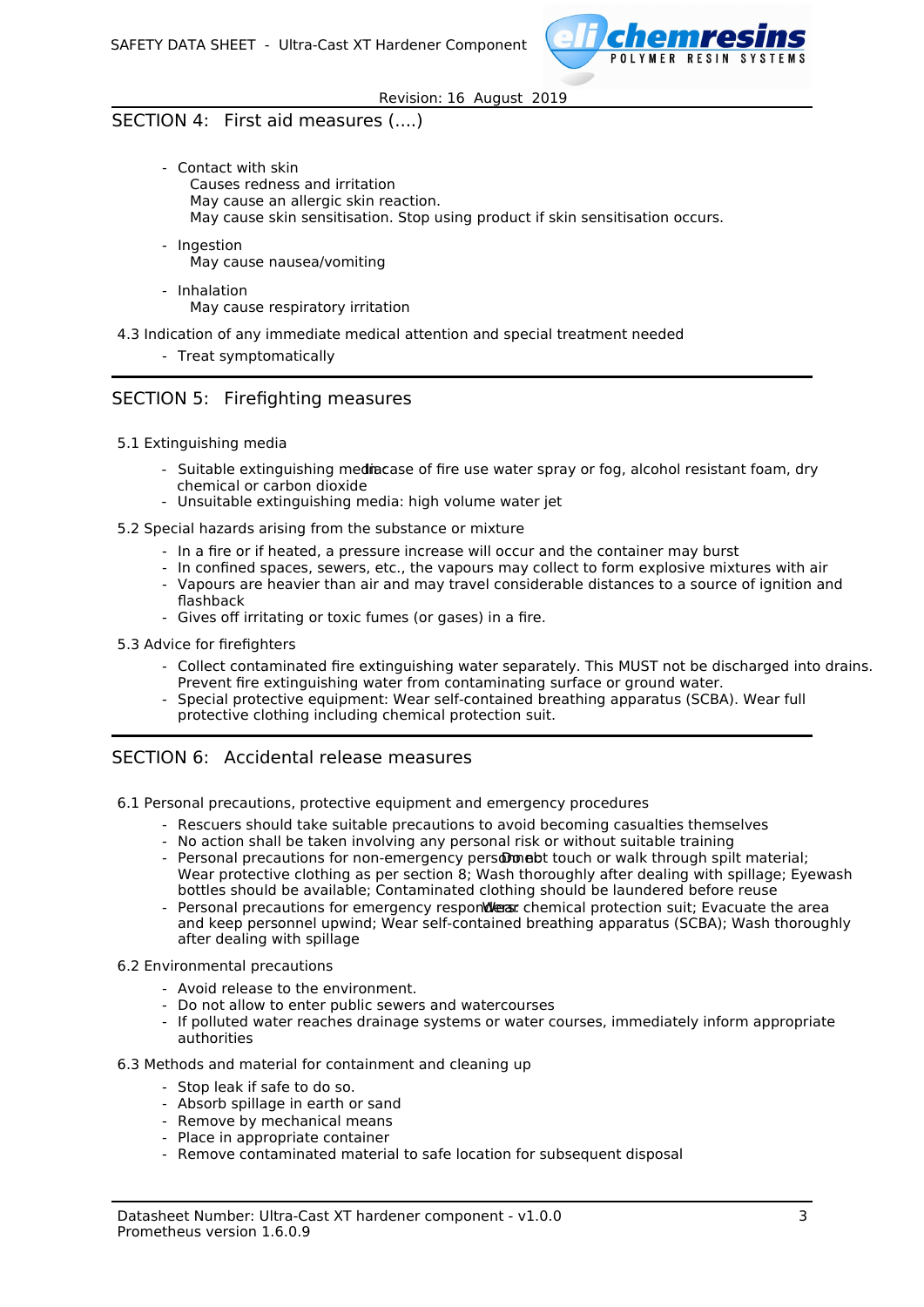## SECTION 4: First aid measures (....)

- Contact with skin
  Causes redness and irritation
  May cause an allergic skin reaction.
  May cause skin sensitisation. Stop using product if skin sensitisation occurs.
- Ingestion
  May cause nausea/vomiting
- Inhalation
  May cause respiratory irritation

4.3 Indication of any immediate medical attention and special treatment needed

- Treat symptomatically

## SECTION 5: Firefighting measures

5.1 Extinguishing media

- Suitable extinguishing media: In case of fire use water spray or fog, alcohol resistant foam, dry chemical or carbon dioxide
- Unsuitable extinguishing media: high volume water jet

5.2 Special hazards arising from the substance or mixture

- In a fire or if heated, a pressure increase will occur and the container may burst
- In confined spaces, sewers, etc., the vapours may collect to form explosive mixtures with air
- Vapours are heavier than air and may travel considerable distances to a source of ignition and flashback
- Gives off irritating or toxic fumes (or gases) in a fire.

5.3 Advice for firefighters

- Collect contaminated fire extinguishing water separately. This MUST not be discharged into drains. Prevent fire extinguishing water from contaminating surface or ground water.
- Special protective equipment: Wear self-contained breathing apparatus (SCBA). Wear full protective clothing including chemical protection suit.

## SECTION 6: Accidental release measures

6.1 Personal precautions, protective equipment and emergency procedures

- Rescuers should take suitable precautions to avoid becoming casualties themselves
- No action shall be taken involving any personal risk or without suitable training
- Personal precautions for non-emergency personnel: Do not touch or walk through spilt material; Wear protective clothing as per section 8; Wash thoroughly after dealing with spillage; Eyewash bottles should be available; Contaminated clothing should be laundered before reuse
- Personal precautions for emergency responders: Wear chemical protection suit; Evacuate the area and keep personnel upwind; Wear self-contained breathing apparatus (SCBA); Wash thoroughly after dealing with spillage

6.2 Environmental precautions

- Avoid release to the environment.
- Do not allow to enter public sewers and watercourses
- If polluted water reaches drainage systems or water courses, immediately inform appropriate authorities

6.3 Methods and material for containment and cleaning up

- Stop leak if safe to do so.
- Absorb spillage in earth or sand
- Remove by mechanical means
- Place in appropriate container
- Remove contaminated material to safe location for subsequent disposal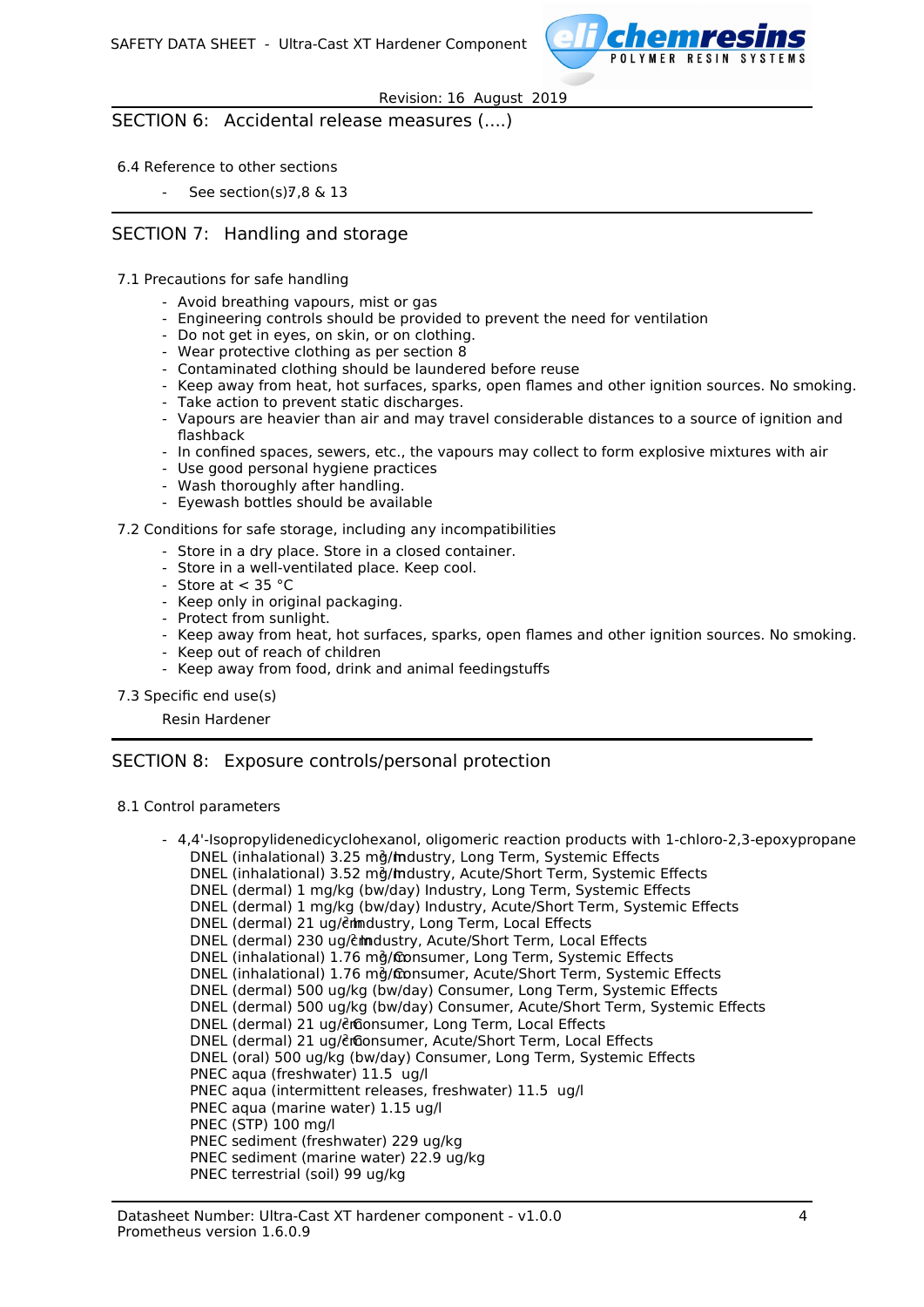Revision: 16 August 2019

## SECTION 6: Accidental release measures (....)

6.4 Reference to other sections

- See section(s)7,8 & 13

## SECTION 7: Handling and storage

7.1 Precautions for safe handling

- Avoid breathing vapours, mist or gas
- Engineering controls should be provided to prevent the need for ventilation
- Do not get in eyes, on skin, or on clothing.
- Wear protective clothing as per section 8
- Contaminated clothing should be laundered before reuse
- Keep away from heat, hot surfaces, sparks, open flames and other ignition sources. No smoking.
- Take action to prevent static discharges.
- Vapours are heavier than air and may travel considerable distances to a source of ignition and flashback
- In confined spaces, sewers, etc., the vapours may collect to form explosive mixtures with air
- Use good personal hygiene practices
- Wash thoroughly after handling.
- Eyewash bottles should be available

7.2 Conditions for safe storage, including any incompatibilities

- Store in a dry place. Store in a closed container.
- Store in a well-ventilated place. Keep cool.
- Store at < 35 °C
- Keep only in original packaging.
- Protect from sunlight.
- Keep away from heat, hot surfaces, sparks, open flames and other ignition sources. No smoking.
- Keep out of reach of children
- Keep away from food, drink and animal feedingstuffs

7.3 Specific end use(s)

Resin Hardener

## SECTION 8: Exposure controls/personal protection

8.1 Control parameters

- 4,4'-Isopropylidenedicyclohexanol, oligomeric reaction products with 1-chloro-2,3-epoxypropane
  DNEL (inhalational) 3.25 $mg/m^3$ Industry, Long Term, Systemic Effects
  DNEL (inhalational) 3.52 $mg/m^3$ Industry, Acute/Short Term, Systemic Effects
  DNEL (dermal) 1 mg/kg (bw/day) Industry, Long Term, Systemic Effects
  DNEL (dermal) 1 mg/kg (bw/day) Industry, Acute/Short Term, Systemic Effects
  DNEL (dermal) 21 $ug/cm^2$ Industry, Long Term, Local Effects
  DNEL (dermal) 230 $ug/cm^2$ Industry, Acute/Short Term, Local Effects
  DNEL (inhalational) 1.76 $mg/m^3$ Consumer, Long Term, Systemic Effects
  DNEL (inhalational) 1.76 $mg/m^3$ Consumer, Acute/Short Term, Systemic Effects
  DNEL (dermal) 500 ug/kg (bw/day) Consumer, Long Term, Systemic Effects
  DNEL (dermal) 500 ug/kg (bw/day) Consumer, Acute/Short Term, Systemic Effects
  DNEL (dermal) 21 $ug/cm^2$ Consumer, Long Term, Local Effects
  DNEL (dermal) 21 $ug/cm^2$ Consumer, Acute/Short Term, Local Effects
  DNEL (oral) 500 ug/kg (bw/day) Consumer, Long Term, Systemic Effects
  PNEC aqua (freshwater) 11.5 ug/l
  PNEC aqua (intermittent releases, freshwater) 11.5 ug/l
  PNEC aqua (marine water) 1.15 ug/l
  PNEC (STP) 100 mg/l
  PNEC sediment (freshwater) 229 ug/kg
  PNEC sediment (marine water) 22.9 ug/kg
  PNEC terrestrial (soil) 99 ug/kg

Datasheet Number: Ultra-Cast XT hardener component - v1.0.0
Prometheus version 1.6.0.9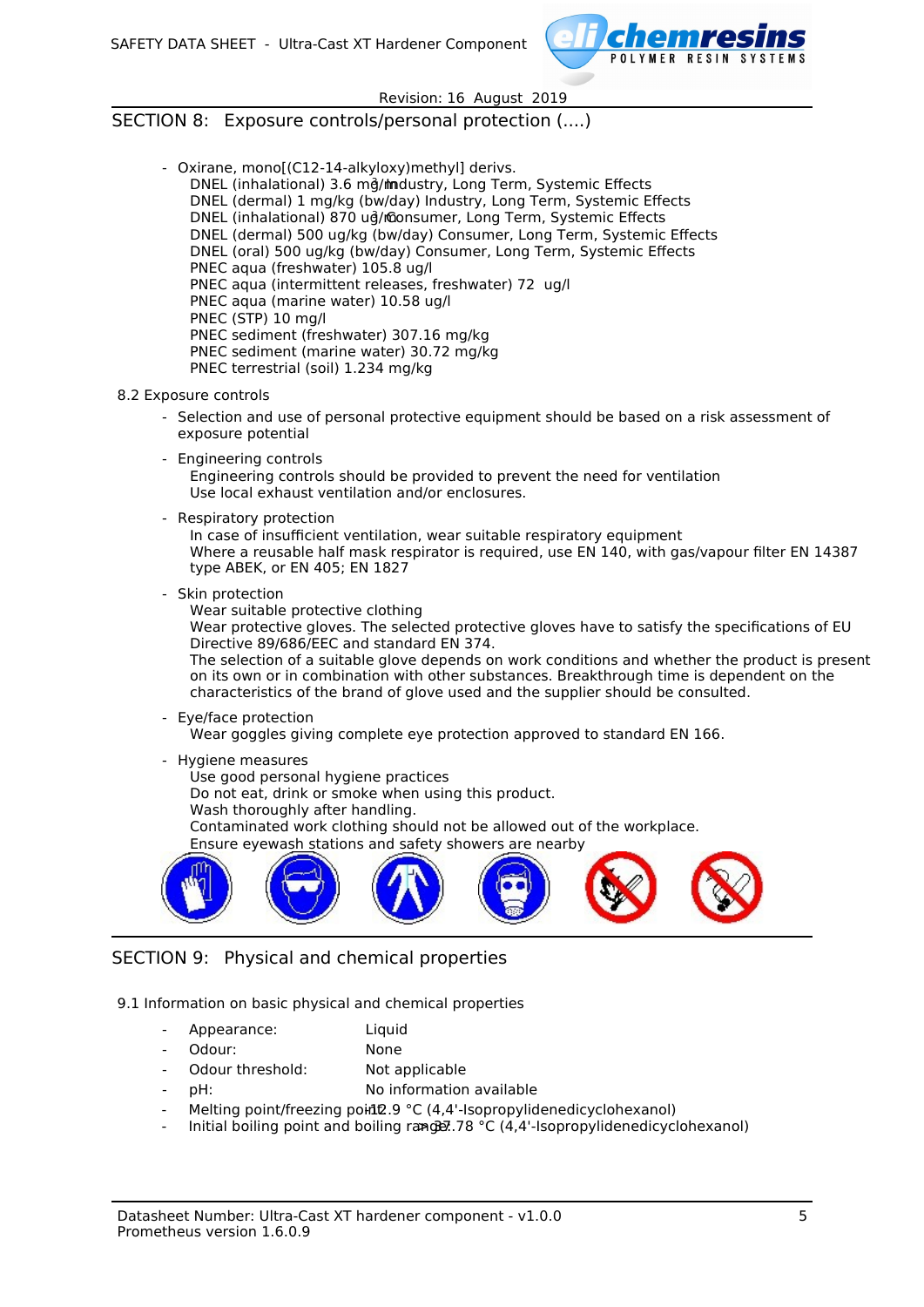## SECTION 8: Exposure controls/personal protection (....)

- Oxirane, mono[(C12-14-alkyloxy)methyl] derivs.
  DNEL (inhalational) 3.6 mg/m³ Industry, Long Term, Systemic Effects
  DNEL (dermal) 1 mg/kg (bw/day) Industry, Long Term, Systemic Effects
  DNEL (inhalational) 870 ug/m³ Consumer, Long Term, Systemic Effects
  DNEL (dermal) 500 ug/kg (bw/day) Consumer, Long Term, Systemic Effects
  DNEL (oral) 500 ug/kg (bw/day) Consumer, Long Term, Systemic Effects
  PNEC aqua (freshwater) 105.8 ug/l
  PNEC aqua (intermittent releases, freshwater) 72 ug/l
  PNEC aqua (marine water) 10.58 ug/l
  PNEC (STP) 10 mg/l
  PNEC sediment (freshwater) 307.16 mg/kg
  PNEC sediment (marine water) 30.72 mg/kg
  PNEC terrestrial (soil) 1.234 mg/kg

8.2 Exposure controls

- Selection and use of personal protective equipment should be based on a risk assessment of exposure potential
- Engineering controls
  Engineering controls should be provided to prevent the need for ventilation
  Use local exhaust ventilation and/or enclosures.
- Respiratory protection
  In case of insufficient ventilation, wear suitable respiratory equipment
  Where a reusable half mask respirator is required, use EN 140, with gas/vapour filter EN 14387 type ABEK, or EN 405; EN 1827
- Skin protection
  Wear suitable protective clothing
  Wear protective gloves. The selected protective gloves have to satisfy the specifications of EU Directive 89/686/EEC and standard EN 374.
  The selection of a suitable glove depends on work conditions and whether the product is present on its own or in combination with other substances. Breakthrough time is dependent on the characteristics of the brand of glove used and the supplier should be consulted.
- Eye/face protection
  Wear goggles giving complete eye protection approved to standard EN 166.
- Hygiene measures
  Use good personal hygiene practices
  Do not eat, drink or smoke when using this product.
  Wash thoroughly after handling.
  Contaminated work clothing should not be allowed out of the workplace.
  Ensure eyewash stations and safety showers are nearby

## SECTION 9: Physical and chemical properties

9.1 Information on basic physical and chemical properties

- Appearance: Liquid
- Odour: None
- Odour threshold: Not applicable
- pH: No information available
- Melting point/freezing point: -12.9 °C (4,4'-Isopropylidenedicyclohexanol)
- Initial boiling point and boiling range: >37.78 °C (4,4'-Isopropylidenedicyclohexanol)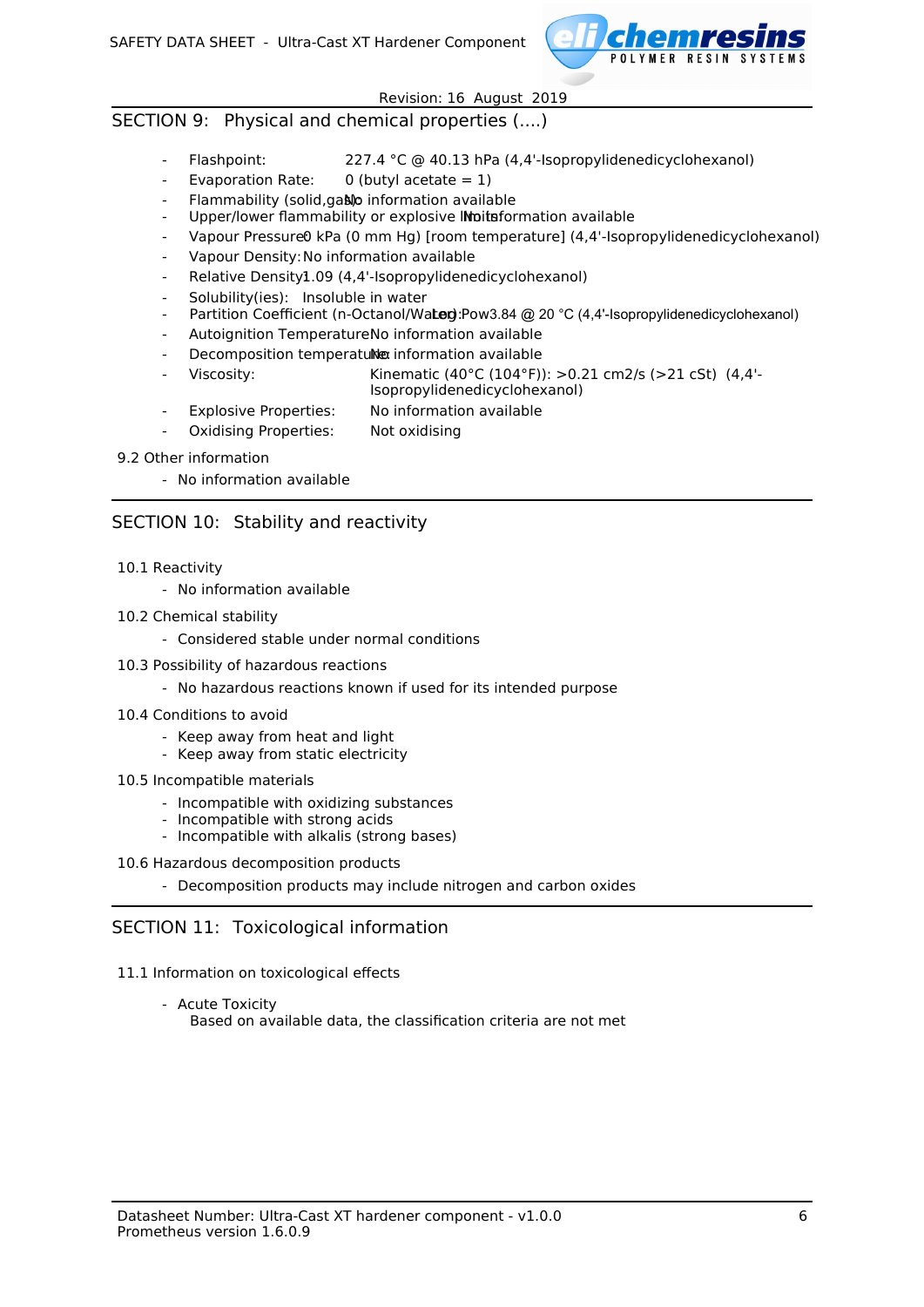## SECTION 9: Physical and chemical properties (....)

- Flashpoint: 227.4 °C @ 40.13 hPa (4,4'-Isopropylidenedicyclohexanol)
- Evaporation Rate: 0 (butyl acetate = 1)
- Flammability (solid,gas): No information available
- Upper/lower flammability or explosive limits: No information available
- Vapour Pressure: 0 kPa (0 mm Hg) [room temperature] (4,4'-Isopropylidenedicyclohexanol)
- Vapour Density: No information available
- Relative Density: 1.09 (4,4'-Isopropylidenedicyclohexanol)
- Solubility(ies): Insoluble in water
- Partition Coefficient (n-Octanol/Water): Log Pow 3.84 @ 20 °C (4,4'-Isopropylidenedicyclohexanol)
- Autoignition Temperature: No information available
- Decomposition temperature: No information available
- Viscosity: Kinematic (40°C (104°F)): >0.21 cm2/s (>21 cSt) (4,4'-Isopropylidenedicyclohexanol)
- Explosive Properties: No information available
- Oxidising Properties: Not oxidising

9.2 Other information

- No information available

## SECTION 10: Stability and reactivity

10.1 Reactivity

- No information available

10.2 Chemical stability

- Considered stable under normal conditions

10.3 Possibility of hazardous reactions

- No hazardous reactions known if used for its intended purpose

10.4 Conditions to avoid

- Keep away from heat and light
- Keep away from static electricity

10.5 Incompatible materials

- Incompatible with oxidizing substances
- Incompatible with strong acids
- Incompatible with alkalis (strong bases)

10.6 Hazardous decomposition products

- Decomposition products may include nitrogen and carbon oxides

## SECTION 11: Toxicological information

11.1 Information on toxicological effects

- Acute Toxicity
  Based on available data, the classification criteria are not met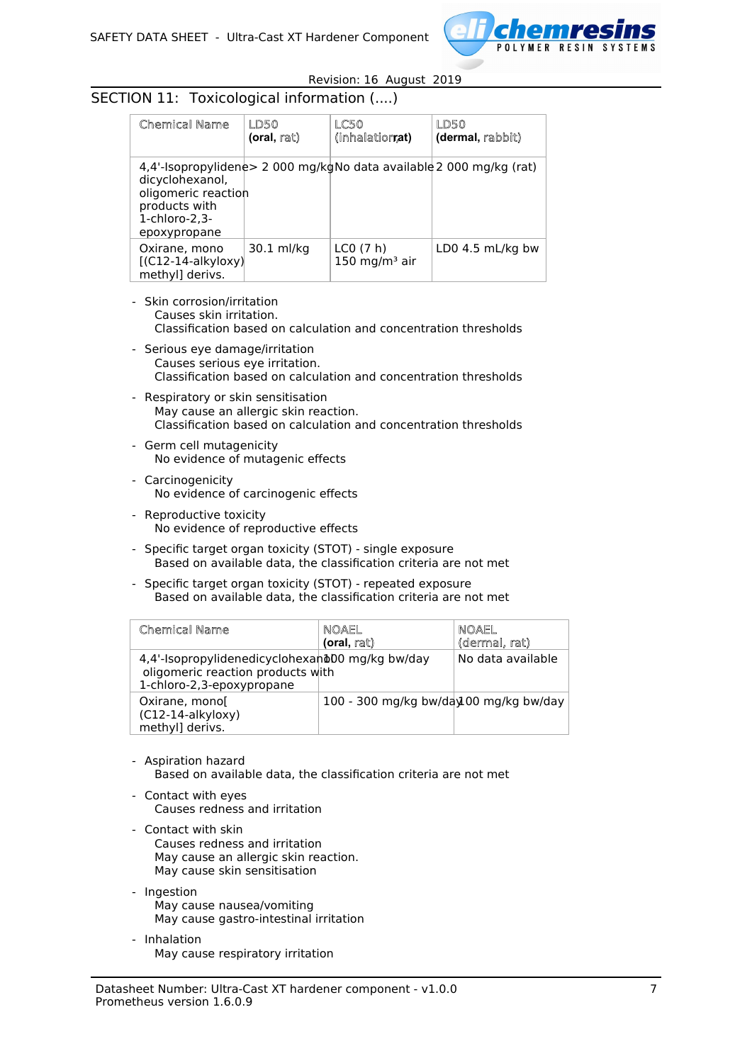## SECTION 11: Toxicological information (....)

| Chemical Name | LD50 (oral, rat) | LC50 (inhalation, rat) | LD50 (dermal, rabbit) |
|---|---|---|---|
| 4,4'-Isopropylidene dicyclohexanol, oligomeric reaction products with 1-chloro-2,3-epoxypropane | > 2 000 mg/kg | No data available | 2 000 mg/kg (rat) |
| Oxirane, mono [(C12-14-alkyloxy) methyl] derivs. | 30.1 ml/kg | LC0 (7 h) 150 mg/m³ air | LD0 4.5 mL/kg bw |

- Skin corrosion/irritation
  Causes skin irritation.
  Classification based on calculation and concentration thresholds
- Serious eye damage/irritation
  Causes serious eye irritation.
  Classification based on calculation and concentration thresholds
- Respiratory or skin sensitisation
  May cause an allergic skin reaction.
  Classification based on calculation and concentration thresholds
- Germ cell mutagenicity
  No evidence of mutagenic effects
- Carcinogenicity
  No evidence of carcinogenic effects
- Reproductive toxicity
  No evidence of reproductive effects
- Specific target organ toxicity (STOT) - single exposure
  Based on available data, the classification criteria are not met
- Specific target organ toxicity (STOT) - repeated exposure
  Based on available data, the classification criteria are not met

| Chemical Name | NOAEL (oral, rat) | NOAEL (dermal, rat) |
|---|---|---|
| 4,4'-Isopropylidenedicyclohexanol oligomeric reaction products with 1-chloro-2,3-epoxypropane | 100 mg/kg bw/day | No data available |
| Oxirane, mono[(C12-14-alkyloxy) methyl] derivs. | 100 - 300 mg/kg bw/day | 100 mg/kg bw/day |

- Aspiration hazard
  Based on available data, the classification criteria are not met
- Contact with eyes
  Causes redness and irritation
- Contact with skin
  Causes redness and irritation
  May cause an allergic skin reaction.
  May cause skin sensitisation
- Ingestion
  May cause nausea/vomiting
  May cause gastro-intestinal irritation
- Inhalation
  May cause respiratory irritation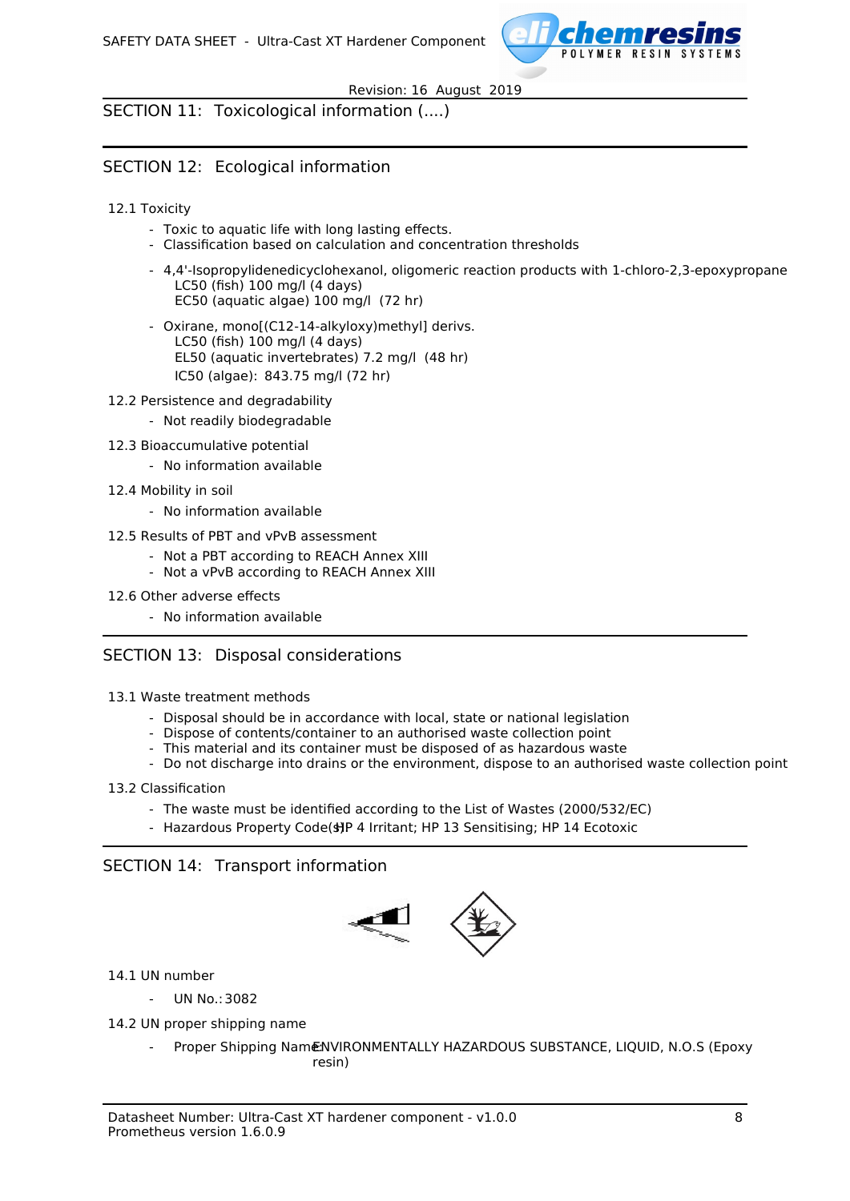## SECTION 11: Toxicological information (....)

## SECTION 12: Ecological information

12.1 Toxicity

- Toxic to aquatic life with long lasting effects.
- Classification based on calculation and concentration thresholds
- 4,4'-Isopropylidenedicyclohexanol, oligomeric reaction products with 1-chloro-2,3-epoxypropane
  LC50 (fish) 100 mg/l (4 days)
  EC50 (aquatic algae) 100 mg/l (72 hr)
- Oxirane, mono[(C12-14-alkyloxy)methyl] derivs.
  LC50 (fish) 100 mg/l (4 days)
  EL50 (aquatic invertebrates) 7.2 mg/l (48 hr)
  IC50 (algae): 843.75 mg/l (72 hr)

12.2 Persistence and degradability

- Not readily biodegradable

12.3 Bioaccumulative potential

- No information available

12.4 Mobility in soil

- No information available

12.5 Results of PBT and vPvB assessment

- Not a PBT according to REACH Annex XIII
- Not a vPvB according to REACH Annex XIII

12.6 Other adverse effects

- No information available

## SECTION 13: Disposal considerations

13.1 Waste treatment methods

- Disposal should be in accordance with local, state or national legislation
- Dispose of contents/container to an authorised waste collection point
- This material and its container must be disposed of as hazardous waste
- Do not discharge into drains or the environment, dispose to an authorised waste collection point

13.2 Classification

- The waste must be identified according to the List of Wastes (2000/532/EC)
- Hazardous Property Code(s): HP 4 Irritant; HP 13 Sensitising; HP 14 Ecotoxic

## SECTION 14: Transport information

14.1 UN number

- UN No.: 3082

14.2 UN proper shipping name

- Proper Shipping Name: ENVIRONMENTALLY HAZARDOUS SUBSTANCE, LIQUID, N.O.S (Epoxy resin)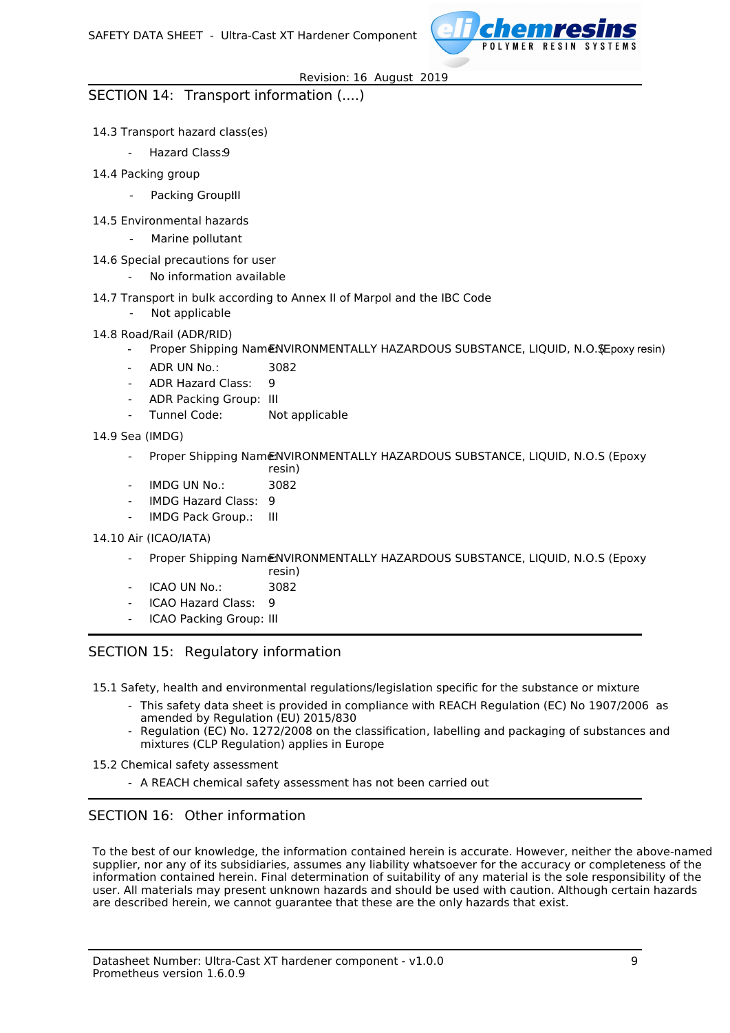## SECTION 14: Transport information (....)

14.3 Transport hazard class(es)

- Hazard Class: 9

14.4 Packing group

- Packing Group: III

14.5 Environmental hazards

- Marine pollutant

14.6 Special precautions for user

- No information available

14.7 Transport in bulk according to Annex II of Marpol and the IBC Code

- Not applicable

14.8 Road/Rail (ADR/RID)

- Proper Shipping Name: ENVIRONMENTALLY HAZARDOUS SUBSTANCE, LIQUID, N.O.S (Epoxy resin)
- ADR UN No.: 3082
- ADR Hazard Class: 9
- ADR Packing Group: III
- Tunnel Code: Not applicable

14.9 Sea (IMDG)

- Proper Shipping Name: ENVIRONMENTALLY HAZARDOUS SUBSTANCE, LIQUID, N.O.S (Epoxy resin)
- IMDG UN No.: 3082
- IMDG Hazard Class: 9
- IMDG Pack Group.: III

14.10 Air (ICAO/IATA)

- Proper Shipping Name: ENVIRONMENTALLY HAZARDOUS SUBSTANCE, LIQUID, N.O.S (Epoxy resin)
- ICAO UN No.: 3082
- ICAO Hazard Class: 9
- ICAO Packing Group: III

## SECTION 15: Regulatory information

15.1 Safety, health and environmental regulations/legislation specific for the substance or mixture

- This safety data sheet is provided in compliance with REACH Regulation (EC) No 1907/2006 as amended by Regulation (EU) 2015/830
- Regulation (EC) No. 1272/2008 on the classification, labelling and packaging of substances and mixtures (CLP Regulation) applies in Europe

15.2 Chemical safety assessment

- A REACH chemical safety assessment has not been carried out

## SECTION 16: Other information

To the best of our knowledge, the information contained herein is accurate. However, neither the above-named supplier, nor any of its subsidiaries, assumes any liability whatsoever for the accuracy or completeness of the information contained herein. Final determination of suitability of any material is the sole responsibility of the user. All materials may present unknown hazards and should be used with caution. Although certain hazards are described herein, we cannot guarantee that these are the only hazards that exist.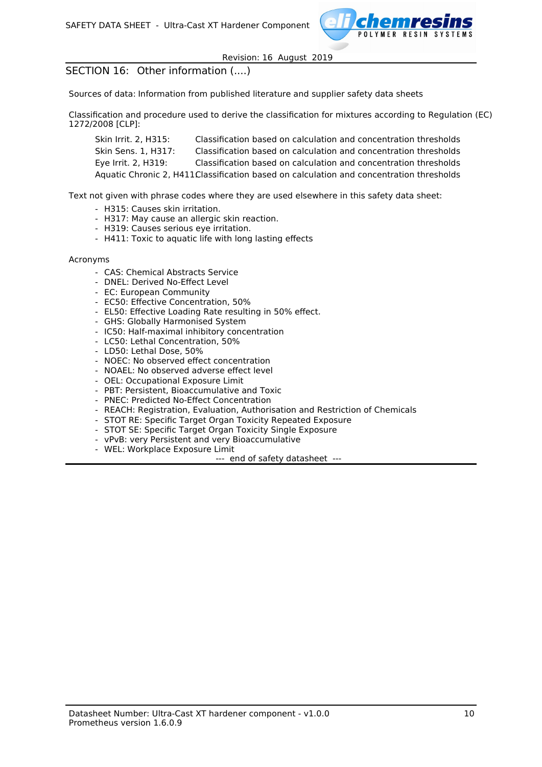## SECTION 16: Other information (....)

Sources of data: Information from published literature and supplier safety data sheets

Classification and procedure used to derive the classification for mixtures according to Regulation (EC) 1272/2008 [CLP]:

| | |
|---|---|
| Skin Irrit. 2, H315: | Classification based on calculation and concentration thresholds |
| Skin Sens. 1, H317: | Classification based on calculation and concentration thresholds |
| Eye Irrit. 2, H319: | Classification based on calculation and concentration thresholds |
| Aquatic Chronic 2, H411 | Classification based on calculation and concentration thresholds |

Text not given with phrase codes where they are used elsewhere in this safety data sheet:

- H315: Causes skin irritation.
- H317: May cause an allergic skin reaction.
- H319: Causes serious eye irritation.
- H411: Toxic to aquatic life with long lasting effects

Acronyms

- CAS: Chemical Abstracts Service
- DNEL: Derived No-Effect Level
- EC: European Community
- EC50: Effective Concentration, 50%
- EL50: Effective Loading Rate resulting in 50% effect.
- GHS: Globally Harmonised System
- IC50: Half-maximal inhibitory concentration
- LC50: Lethal Concentration, 50%
- LD50: Lethal Dose, 50%
- NOEC: No observed effect concentration
- NOAEL: No observed adverse effect level
- OEL: Occupational Exposure Limit
- PBT: Persistent, Bioaccumulative and Toxic
- PNEC: Predicted No-Effect Concentration
- REACH: Registration, Evaluation, Authorisation and Restriction of Chemicals
- STOT RE: Specific Target Organ Toxicity Repeated Exposure
- STOT SE: Specific Target Organ Toxicity Single Exposure
- vPvB: very Persistent and very Bioaccumulative
- WEL: Workplace Exposure Limit

--- end of safety datasheet ---